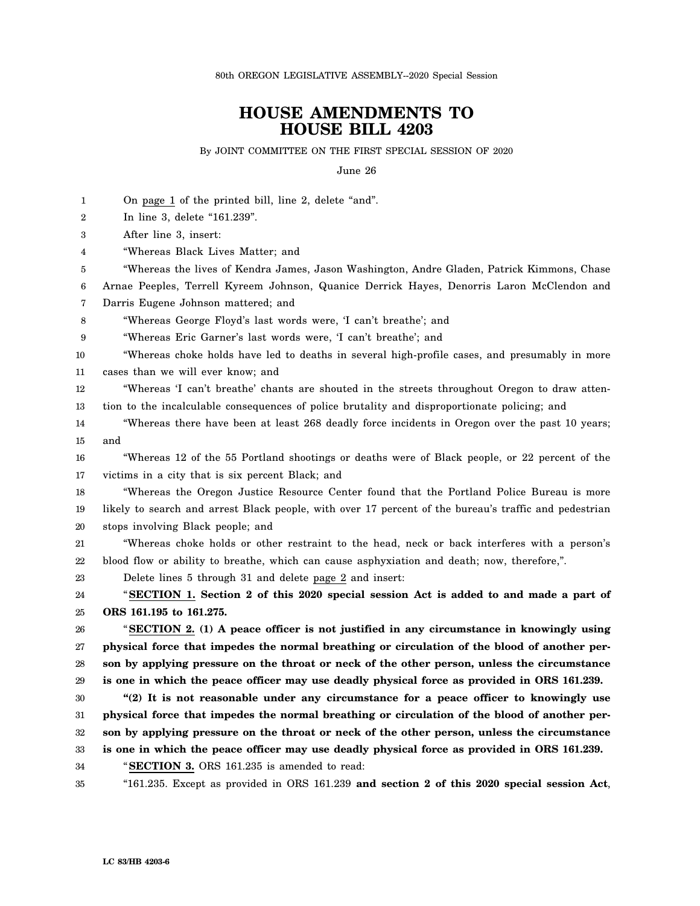80th OREGON LEGISLATIVE ASSEMBLY--2020 Special Session

# HOUSE AMENDMENTS TO HOUSE BILL 4203

By JOINT COMMITTEE ON THE FIRST SPECIAL SESSION OF 2020

June 26

On page 1 of the printed bill, line 2, delete "and".

In line 3, delete "161.239".

After line 3, insert:

"Whereas Black Lives Matter; and

"Whereas the lives of Kendra James, Jason Washington, Andre Gladen, Patrick Kimmons, Chase Arnae Peeples, Terrell Kyreem Johnson, Quanice Derrick Hayes, Denorris Laron McClendon and Darris Eugene Johnson mattered; and

"Whereas George Floyd's last words were, 'I can't breathe'; and

"Whereas Eric Garner's last words were, 'I can't breathe'; and

"Whereas choke holds have led to deaths in several high-profile cases, and presumably in more cases than we will ever know; and

"Whereas 'I can't breathe' chants are shouted in the streets throughout Oregon to draw attention to the incalculable consequences of police brutality and disproportionate policing; and

"Whereas there have been at least 268 deadly force incidents in Oregon over the past 10 years; and

"Whereas 12 of the 55 Portland shootings or deaths were of Black people, or 22 percent of the victims in a city that is six percent Black; and

"Whereas the Oregon Justice Resource Center found that the Portland Police Bureau is more likely to search and arrest Black people, with over 17 percent of the bureau's traffic and pedestrian stops involving Black people; and

"Whereas choke holds or other restraint to the head, neck or back interferes with a person's blood flow or ability to breathe, which can cause asphyxiation and death; now, therefore,".

Delete lines 5 through 31 and delete page 2 and insert:

"**SECTION 1. Section 2 of this 2020 special session Act is added to and made a part of ORS 161.195 to 161.275.**

"**SECTION 2. (1) A peace officer is not justified in any circumstance in knowingly using physical force that impedes the normal breathing or circulation of the blood of another person by applying pressure on the throat or neck of the other person, unless the circumstance is one in which the peace officer may use deadly physical force as provided in ORS 161.239.**

"**(2) It is not reasonable under any circumstance for a peace officer to knowingly use physical force that impedes the normal breathing or circulation of the blood of another person by applying pressure on the throat or neck of the other person, unless the circumstance is one in which the peace officer may use deadly physical force as provided in ORS 161.239.**

"**SECTION 3.** ORS 161.235 is amended to read:

"161.235. Except as provided in ORS 161.239 **and section 2 of this 2020 special session Act**,

LC 83/HB 4203-6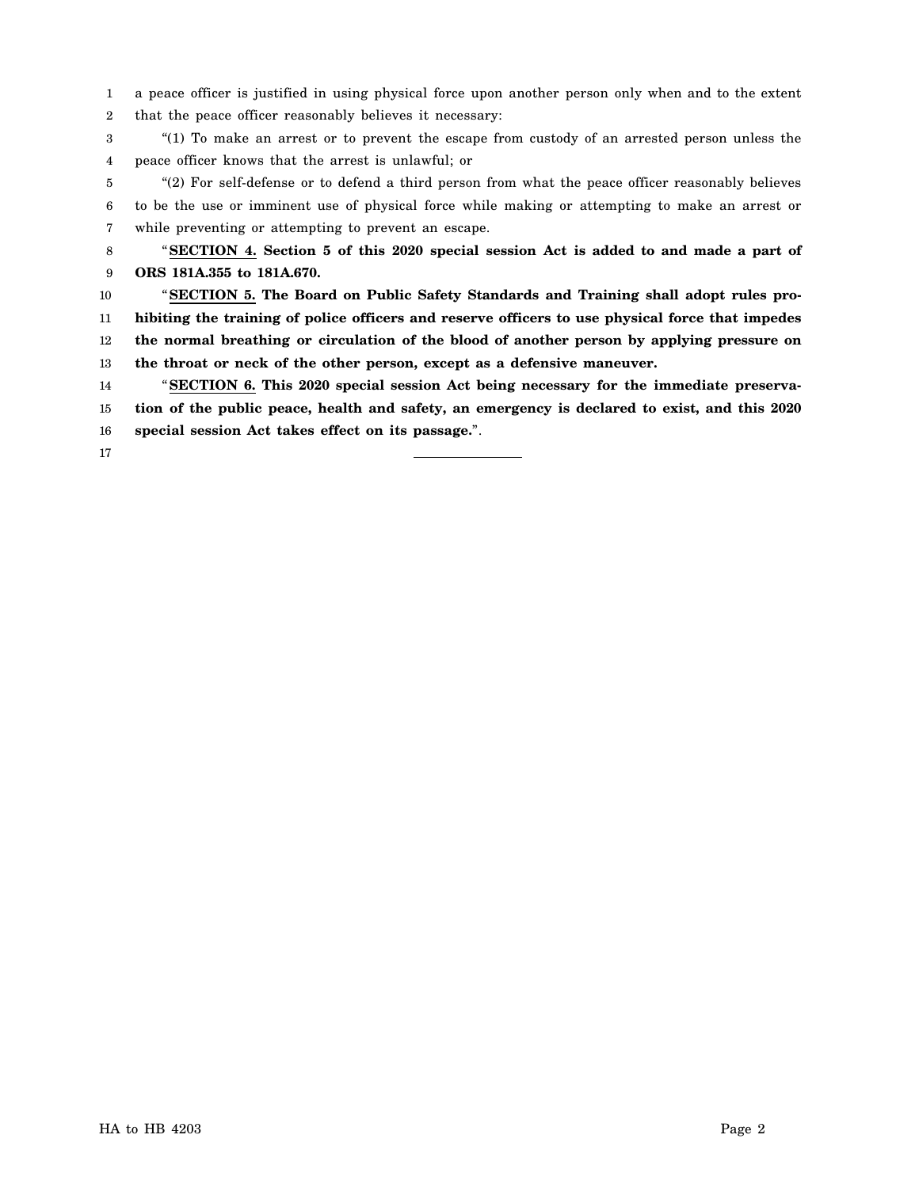a peace officer is justified in using physical force upon another person only when and to the extent that the peace officer reasonably believes it necessary:

"(1) To make an arrest or to prevent the escape from custody of an arrested person unless the peace officer knows that the arrest is unlawful; or

"(2) For self-defense or to defend a third person from what the peace officer reasonably believes to be the use or imminent use of physical force while making or attempting to make an arrest or while preventing or attempting to prevent an escape.

"**SECTION 4. Section 5 of this 2020 special session Act is added to and made a part of ORS 181A.355 to 181A.670.**

"**SECTION 5. The Board on Public Safety Standards and Training shall adopt rules prohibiting the training of police officers and reserve officers to use physical force that impedes the normal breathing or circulation of the blood of another person by applying pressure on the throat or neck of the other person, except as a defensive maneuver.**

"**SECTION 6. This 2020 special session Act being necessary for the immediate preservation of the public peace, health and safety, an emergency is declared to exist, and this 2020 special session Act takes effect on its passage.**".